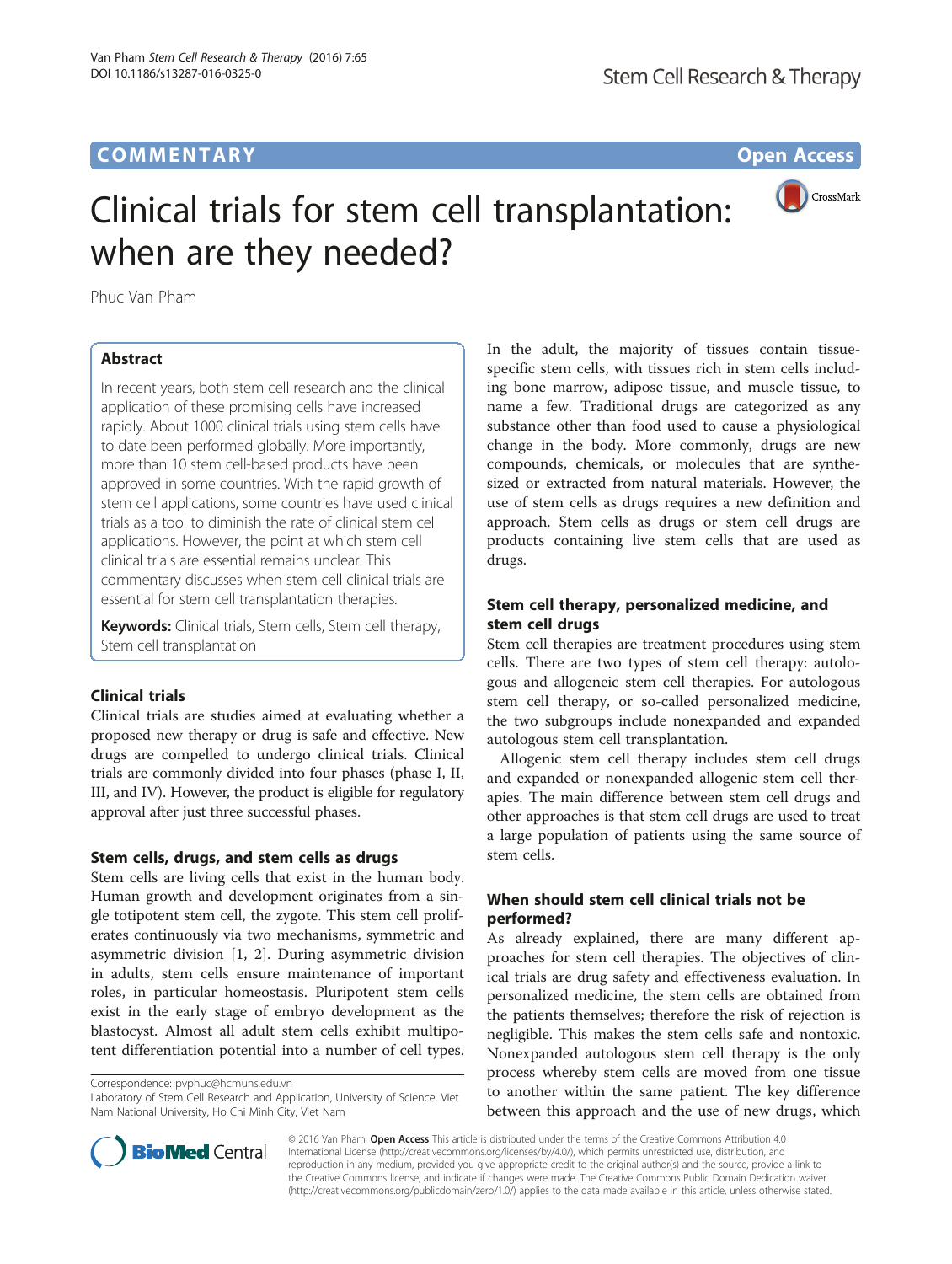COMMENTARY

Open Access

# Clinical trials for stem cell transplantation: when are they needed?

Phuc Van Pham

## Abstract

In recent years, both stem cell research and the clinical application of these promising cells have increased rapidly. About 1000 clinical trials using stem cells have to date been performed globally. More importantly, more than 10 stem cell-based products have been approved in some countries. With the rapid growth of stem cell applications, some countries have used clinical trials as a tool to diminish the rate of clinical stem cell applications. However, the point at which stem cell clinical trials are essential remains unclear. This commentary discusses when stem cell clinical trials are essential for stem cell transplantation therapies.

**Keywords:** Clinical trials, Stem cells, Stem cell therapy, Stem cell transplantation

## Clinical trials

Clinical trials are studies aimed at evaluating whether a proposed new therapy or drug is safe and effective. New drugs are compelled to undergo clinical trials. Clinical trials are commonly divided into four phases (phase I, II, III, and IV). However, the product is eligible for regulatory approval after just three successful phases.

## Stem cells, drugs, and stem cells as drugs

Stem cells are living cells that exist in the human body. Human growth and development originates from a single totipotent stem cell, the zygote. This stem cell proliferates continuously via two mechanisms, symmetric and asymmetric division [1, 2]. During asymmetric division in adults, stem cells ensure maintenance of important roles, in particular homeostasis. Pluripotent stem cells exist in the early stage of embryo development as the blastocyst. Almost all adult stem cells exhibit multipotent differentiation potential into a number of cell types. In the adult, the majority of tissues contain tissue-specific stem cells, with tissues rich in stem cells including bone marrow, adipose tissue, and muscle tissue, to name a few. Traditional drugs are categorized as any substance other than food used to cause a physiological change in the body. More commonly, drugs are new compounds, chemicals, or molecules that are synthesized or extracted from natural materials. However, the use of stem cells as drugs requires a new definition and approach. Stem cells as drugs or stem cell drugs are products containing live stem cells that are used as drugs.

## Stem cell therapy, personalized medicine, and stem cell drugs

Stem cell therapies are treatment procedures using stem cells. There are two types of stem cell therapy: autologous and allogeneic stem cell therapies. For autologous stem cell therapy, or so-called personalized medicine, the two subgroups include nonexpanded and expanded autologous stem cell transplantation.

Allogenic stem cell therapy includes stem cell drugs and expanded or nonexpanded allogenic stem cell therapies. The main difference between stem cell drugs and other approaches is that stem cell drugs are used to treat a large population of patients using the same source of stem cells.

## When should stem cell clinical trials not be performed?

As already explained, there are many different approaches for stem cell therapies. The objectives of clinical trials are drug safety and effectiveness evaluation. In personalized medicine, the stem cells are obtained from the patients themselves; therefore the risk of rejection is negligible. This makes the stem cells safe and nontoxic. Nonexpanded autologous stem cell therapy is the only process whereby stem cells are moved from one tissue to another within the same patient. The key difference between this approach and the use of new drugs, which

Correspondence: pvphuc@hcmuns.edu.vn
Laboratory of Stem Cell Research and Application, University of Science, Viet Nam National University, Ho Chi Minh City, Viet Nam

© 2016 Van Pham. **Open Access** This article is distributed under the terms of the Creative Commons Attribution 4.0 International License (http://creativecommons.org/licenses/by/4.0/), which permits unrestricted use, distribution, and reproduction in any medium, provided you give appropriate credit to the original author(s) and the source, provide a link to the Creative Commons license, and indicate if changes were made. The Creative Commons Public Domain Dedication waiver (http://creativecommons.org/publicdomain/zero/1.0/) applies to the data made available in this article, unless otherwise stated.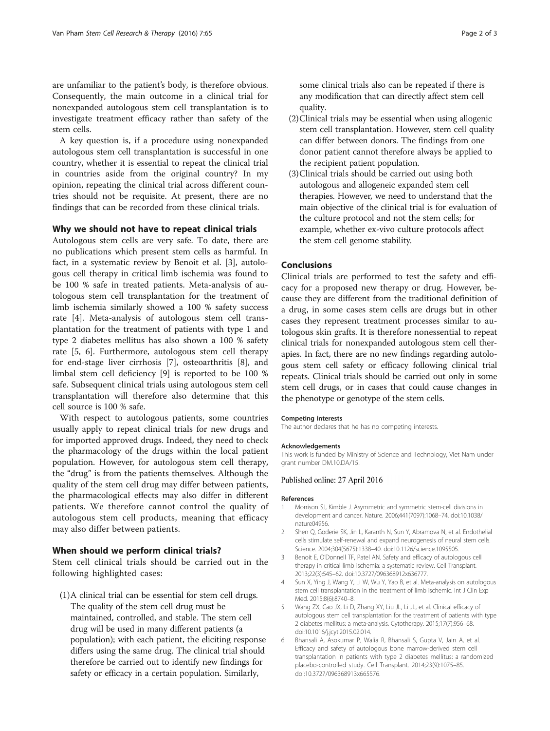are unfamiliar to the patient's body, is therefore obvious. Consequently, the main outcome in a clinical trial for nonexpanded autologous stem cell transplantation is to investigate treatment efficacy rather than safety of the stem cells.

A key question is, if a procedure using nonexpanded autologous stem cell transplantation is successful in one country, whether it is essential to repeat the clinical trial in countries aside from the original country? In my opinion, repeating the clinical trial across different countries should not be requisite. At present, there are no findings that can be recorded from these clinical trials.

## Why we should not have to repeat clinical trials

Autologous stem cells are very safe. To date, there are no publications which present stem cells as harmful. In fact, in a systematic review by Benoit et al. [3], autologous cell therapy in critical limb ischemia was found to be 100 % safe in treated patients. Meta-analysis of autologous stem cell transplantation for the treatment of limb ischemia similarly showed a 100 % safety success rate [4]. Meta-analysis of autologous stem cell transplantation for the treatment of patients with type 1 and type 2 diabetes mellitus has also shown a 100 % safety rate [5, 6]. Furthermore, autologous stem cell therapy for end-stage liver cirrhosis [7], osteoarthritis [8], and limbal stem cell deficiency [9] is reported to be 100 % safe. Subsequent clinical trials using autologous stem cell transplantation will therefore also determine that this cell source is 100 % safe.

With respect to autologous patients, some countries usually apply to repeat clinical trials for new drugs and for imported approved drugs. Indeed, they need to check the pharmacology of the drugs within the local patient population. However, for autologous stem cell therapy, the "drug" is from the patients themselves. Although the quality of the stem cell drug may differ between patients, the pharmacological effects may also differ in different patients. We therefore cannot control the quality of autologous stem cell products, meaning that efficacy may also differ between patients.

## When should we perform clinical trials?

Stem cell clinical trials should be carried out in the following highlighted cases:

(1) A clinical trial can be essential for stem cell drugs. The quality of the stem cell drug must be maintained, controlled, and stable. The stem cell drug will be used in many different patients (a population); with each patient, the eliciting response differs using the same drug. The clinical trial should therefore be carried out to identify new findings for safety or efficacy in a certain population. Similarly, some clinical trials also can be repeated if there is any modification that can directly affect stem cell quality.

(2) Clinical trials may be essential when using allogenic stem cell transplantation. However, stem cell quality can differ between donors. The findings from one donor patient cannot therefore always be applied to the recipient patient population.

(3) Clinical trials should be carried out using both autologous and allogeneic expanded stem cell therapies. However, we need to understand that the main objective of the clinical trial is for evaluation of the culture protocol and not the stem cells; for example, whether ex-vivo culture protocols affect the stem cell genome stability.

## Conclusions

Clinical trials are performed to test the safety and efficacy for a proposed new therapy or drug. However, because they are different from the traditional definition of a drug, in some cases stem cells are drugs but in other cases they represent treatment processes similar to autologous skin grafts. It is therefore nonessential to repeat clinical trials for nonexpanded autologous stem cell therapies. In fact, there are no new findings regarding autologous stem cell safety or efficacy following clinical trial repeats. Clinical trials should be carried out only in some stem cell drugs, or in cases that could cause changes in the phenotype or genotype of the stem cells.

#### Competing interests

The author declares that he has no competing interests.

#### Acknowledgements

This work is funded by Ministry of Science and Technology, Viet Nam under grant number DM.10.DA/15.

Published online: 27 April 2016

#### References

1. Morrison SJ, Kimble J. Asymmetric and symmetric stem-cell divisions in development and cancer. Nature. 2006;441(7097):1068–74. doi:10.1038/nature04956.
2. Shen Q, Goderie SK, Jin L, Karanth N, Sun Y, Abramova N, et al. Endothelial cells stimulate self-renewal and expand neurogenesis of neural stem cells. Science. 2004;304(5675):1338–40. doi:10.1126/science.1095505.
3. Benoit E, O'Donnell TF, Patel AN. Safety and efficacy of autologous cell therapy in critical limb ischemia: a systematic review. Cell Transplant. 2013;22(3):545–62. doi:10.3727/096368912x636777.
4. Sun X, Ying J, Wang Y, Li W, Wu Y, Yao B, et al. Meta-analysis on autologous stem cell transplantation in the treatment of limb ischemic. Int J Clin Exp Med. 2015;8(6):8740–8.
5. Wang ZX, Cao JX, Li D, Zhang XY, Liu JL, Li JL, et al. Clinical efficacy of autologous stem cell transplantation for the treatment of patients with type 2 diabetes mellitus: a meta-analysis. Cytotherapy. 2015;17(7):956–68. doi:10.1016/j.jcyt.2015.02.014.
6. Bhansali A, Asokumar P, Walia R, Bhansali S, Gupta V, Jain A, et al. Efficacy and safety of autologous bone marrow-derived stem cell transplantation in patients with type 2 diabetes mellitus: a randomized placebo-controlled study. Cell Transplant. 2014;23(9):1075–85. doi:10.3727/096368913x665576.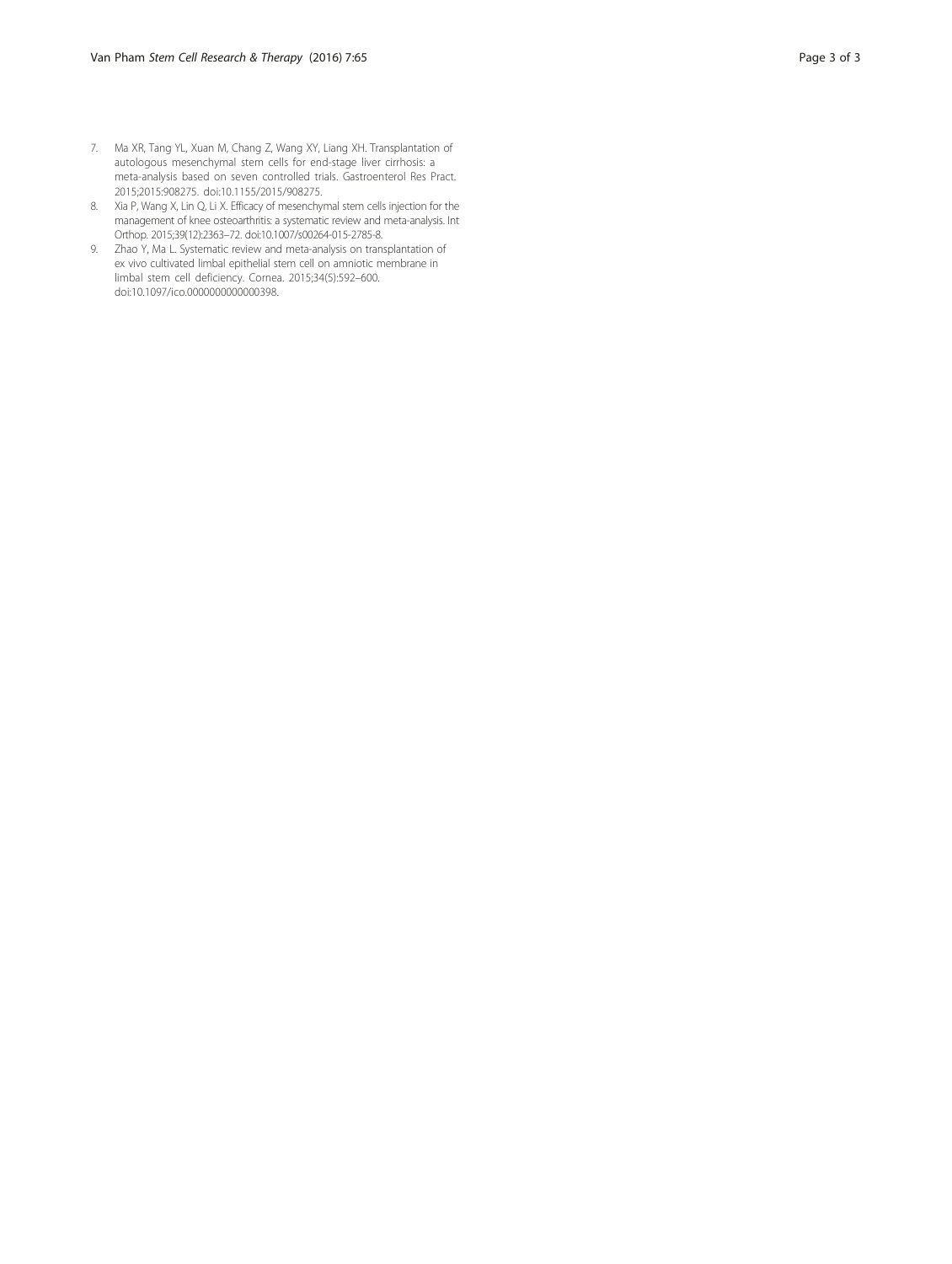7. Ma XR, Tang YL, Xuan M, Chang Z, Wang XY, Liang XH. Transplantation of autologous mesenchymal stem cells for end-stage liver cirrhosis: a meta-analysis based on seven controlled trials. Gastroenterol Res Pract. 2015;2015:908275. doi:10.1155/2015/908275.
8. Xia P, Wang X, Lin Q, Li X. Efficacy of mesenchymal stem cells injection for the management of knee osteoarthritis: a systematic review and meta-analysis. Int Orthop. 2015;39(12):2363–72. doi:10.1007/s00264-015-2785-8.
9. Zhao Y, Ma L. Systematic review and meta-analysis on transplantation of ex vivo cultivated limbal epithelial stem cell on amniotic membrane in limbal stem cell deficiency. Cornea. 2015;34(5):592–600. doi:10.1097/ico.0000000000000398.